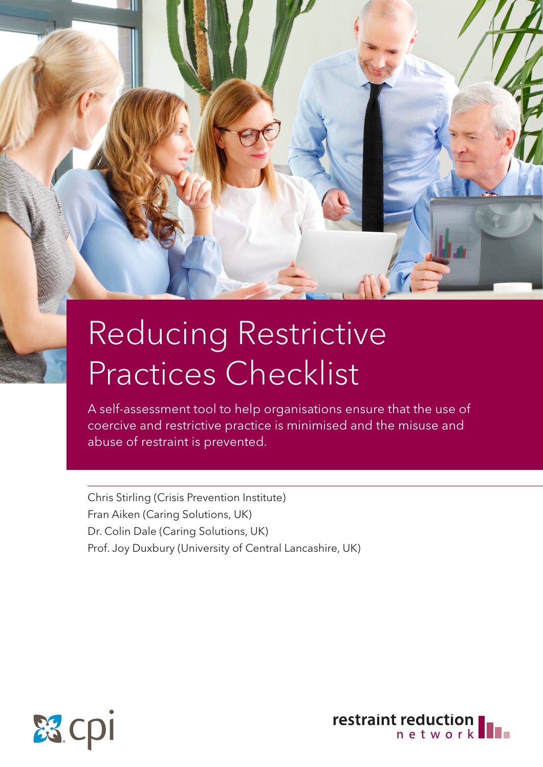# Reducing Restrictive Practices Checklist

A self-assessment tool to help organisations ensure that the use of coercive and restrictive practice is minimised and the misuse and abuse of restraint is prevented.

Chris Stirling (Crisis Prevention Institute)
Fran Aiken (Caring Solutions, UK)
Dr. Colin Dale (Caring Solutions, UK)
Prof. Joy Duxbury (University of Central Lancashire, UK)

cpi

restraint reduction network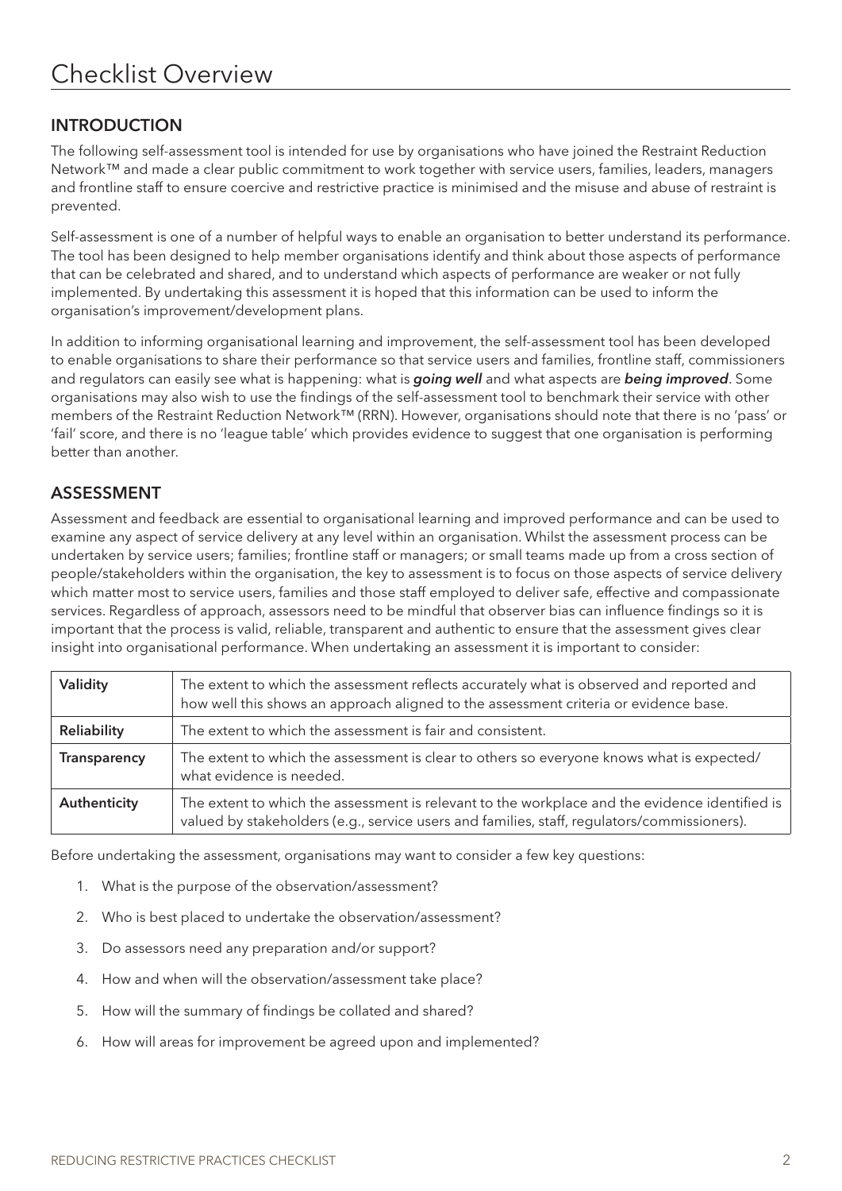# Checklist Overview

## INTRODUCTION

The following self-assessment tool is intended for use by organisations who have joined the Restraint Reduction Network™ and made a clear public commitment to work together with service users, families, leaders, managers and frontline staff to ensure coercive and restrictive practice is minimised and the misuse and abuse of restraint is prevented.

Self-assessment is one of a number of helpful ways to enable an organisation to better understand its performance. The tool has been designed to help member organisations identify and think about those aspects of performance that can be celebrated and shared, and to understand which aspects of performance are weaker or not fully implemented. By undertaking this assessment it is hoped that this information can be used to inform the organisation's improvement/development plans.

In addition to informing organisational learning and improvement, the self-assessment tool has been developed to enable organisations to share their performance so that service users and families, frontline staff, commissioners and regulators can easily see what is happening: what is ***going well*** and what aspects are ***being improved***. Some organisations may also wish to use the findings of the self-assessment tool to benchmark their service with other members of the Restraint Reduction Network™ (RRN). However, organisations should note that there is no 'pass' or 'fail' score, and there is no 'league table' which provides evidence to suggest that one organisation is performing better than another.

## ASSESSMENT

Assessment and feedback are essential to organisational learning and improved performance and can be used to examine any aspect of service delivery at any level within an organisation. Whilst the assessment process can be undertaken by service users; families; frontline staff or managers; or small teams made up from a cross section of people/stakeholders within the organisation, the key to assessment is to focus on those aspects of service delivery which matter most to service users, families and those staff employed to deliver safe, effective and compassionate services. Regardless of approach, assessors need to be mindful that observer bias can influence findings so it is important that the process is valid, reliable, transparent and authentic to ensure that the assessment gives clear insight into organisational performance. When undertaking an assessment it is important to consider:

| | |
|---|---|
| **Validity** | The extent to which the assessment reflects accurately what is observed and reported and how well this shows an approach aligned to the assessment criteria or evidence base. |
| **Reliability** | The extent to which the assessment is fair and consistent. |
| **Transparency** | The extent to which the assessment is clear to others so everyone knows what is expected/what evidence is needed. |
| **Authenticity** | The extent to which the assessment is relevant to the workplace and the evidence identified is valued by stakeholders (e.g., service users and families, staff, regulators/commissioners). |

Before undertaking the assessment, organisations may want to consider a few key questions:

1. What is the purpose of the observation/assessment?
2. Who is best placed to undertake the observation/assessment?
3. Do assessors need any preparation and/or support?
4. How and when will the observation/assessment take place?
5. How will the summary of findings be collated and shared?
6. How will areas for improvement be agreed upon and implemented?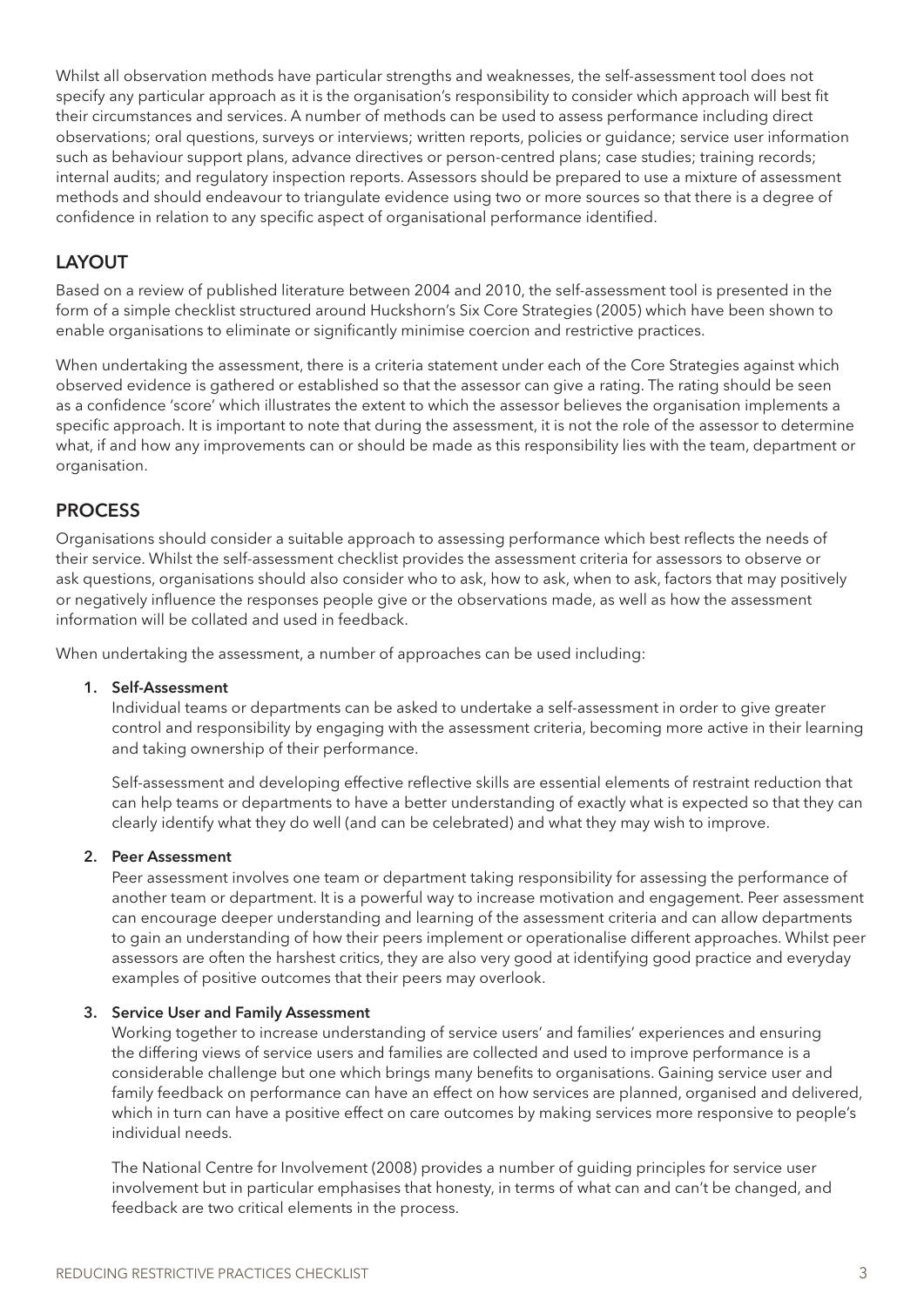Whilst all observation methods have particular strengths and weaknesses, the self-assessment tool does not specify any particular approach as it is the organisation's responsibility to consider which approach will best fit their circumstances and services. A number of methods can be used to assess performance including direct observations; oral questions, surveys or interviews; written reports, policies or guidance; service user information such as behaviour support plans, advance directives or person-centred plans; case studies; training records; internal audits; and regulatory inspection reports. Assessors should be prepared to use a mixture of assessment methods and should endeavour to triangulate evidence using two or more sources so that there is a degree of confidence in relation to any specific aspect of organisational performance identified.

## LAYOUT

Based on a review of published literature between 2004 and 2010, the self-assessment tool is presented in the form of a simple checklist structured around Huckshorn's Six Core Strategies (2005) which have been shown to enable organisations to eliminate or significantly minimise coercion and restrictive practices.

When undertaking the assessment, there is a criteria statement under each of the Core Strategies against which observed evidence is gathered or established so that the assessor can give a rating. The rating should be seen as a confidence 'score' which illustrates the extent to which the assessor believes the organisation implements a specific approach. It is important to note that during the assessment, it is not the role of the assessor to determine what, if and how any improvements can or should be made as this responsibility lies with the team, department or organisation.

## PROCESS

Organisations should consider a suitable approach to assessing performance which best reflects the needs of their service. Whilst the self-assessment checklist provides the assessment criteria for assessors to observe or ask questions, organisations should also consider who to ask, how to ask, when to ask, factors that may positively or negatively influence the responses people give or the observations made, as well as how the assessment information will be collated and used in feedback.

When undertaking the assessment, a number of approaches can be used including:

1. **Self-Assessment**
   Individual teams or departments can be asked to undertake a self-assessment in order to give greater control and responsibility by engaging with the assessment criteria, becoming more active in their learning and taking ownership of their performance.

   Self-assessment and developing effective reflective skills are essential elements of restraint reduction that can help teams or departments to have a better understanding of exactly what is expected so that they can clearly identify what they do well (and can be celebrated) and what they may wish to improve.

2. **Peer Assessment**
   Peer assessment involves one team or department taking responsibility for assessing the performance of another team or department. It is a powerful way to increase motivation and engagement. Peer assessment can encourage deeper understanding and learning of the assessment criteria and can allow departments to gain an understanding of how their peers implement or operationalise different approaches. Whilst peer assessors are often the harshest critics, they are also very good at identifying good practice and everyday examples of positive outcomes that their peers may overlook.

3. **Service User and Family Assessment**
   Working together to increase understanding of service users' and families' experiences and ensuring the differing views of service users and families are collected and used to improve performance is a considerable challenge but one which brings many benefits to organisations. Gaining service user and family feedback on performance can have an effect on how services are planned, organised and delivered, which in turn can have a positive effect on care outcomes by making services more responsive to people's individual needs.

   The National Centre for Involvement (2008) provides a number of guiding principles for service user involvement but in particular emphasises that honesty, in terms of what can and can't be changed, and feedback are two critical elements in the process.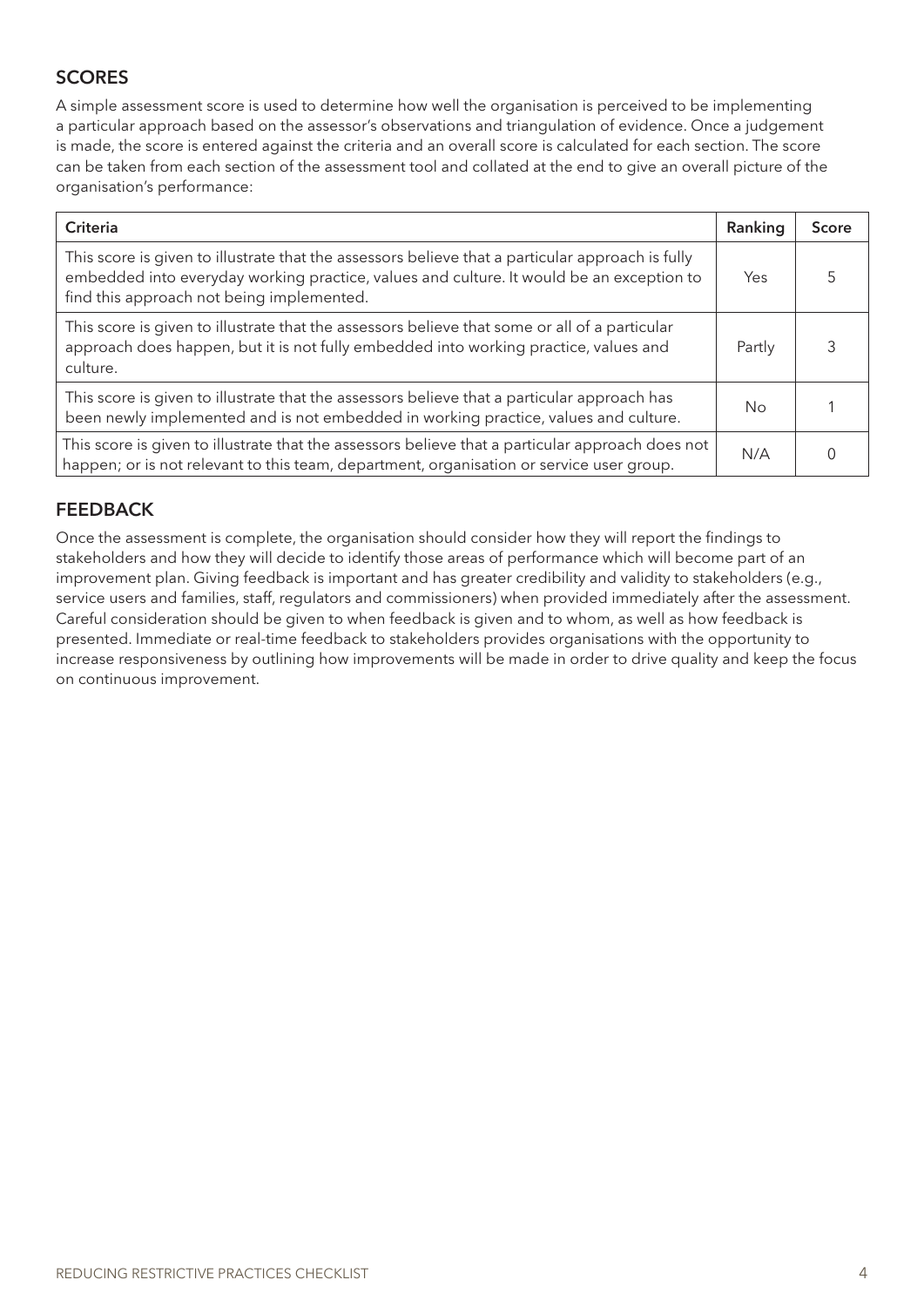## SCORES

A simple assessment score is used to determine how well the organisation is perceived to be implementing a particular approach based on the assessor's observations and triangulation of evidence. Once a judgement is made, the score is entered against the criteria and an overall score is calculated for each section. The score can be taken from each section of the assessment tool and collated at the end to give an overall picture of the organisation's performance:

| Criteria | Ranking | Score |
| --- | --- | --- |
| This score is given to illustrate that the assessors believe that a particular approach is fully embedded into everyday working practice, values and culture. It would be an exception to find this approach not being implemented. | Yes | 5 |
| This score is given to illustrate that the assessors believe that some or all of a particular approach does happen, but it is not fully embedded into working practice, values and culture. | Partly | 3 |
| This score is given to illustrate that the assessors believe that a particular approach has been newly implemented and is not embedded in working practice, values and culture. | No | 1 |
| This score is given to illustrate that the assessors believe that a particular approach does not happen; or is not relevant to this team, department, organisation or service user group. | N/A | 0 |

## FEEDBACK

Once the assessment is complete, the organisation should consider how they will report the findings to stakeholders and how they will decide to identify those areas of performance which will become part of an improvement plan. Giving feedback is important and has greater credibility and validity to stakeholders (e.g., service users and families, staff, regulators and commissioners) when provided immediately after the assessment. Careful consideration should be given to when feedback is given and to whom, as well as how feedback is presented. Immediate or real-time feedback to stakeholders provides organisations with the opportunity to increase responsiveness by outlining how improvements will be made in order to drive quality and keep the focus on continuous improvement.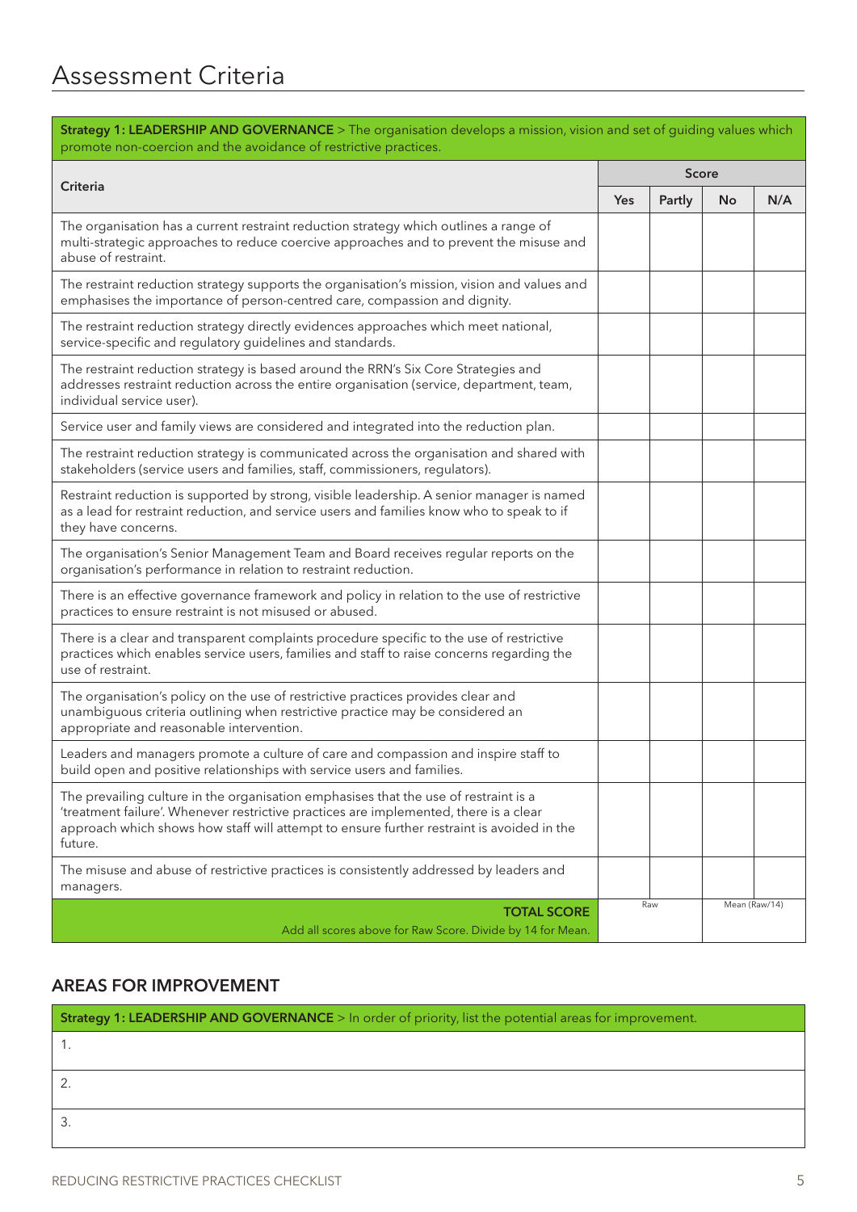# Assessment Criteria

| **Strategy 1: LEADERSHIP AND GOVERNANCE** > The organisation develops a mission, vision and set of guiding values which promote non-coercion and the avoidance of restrictive practices. | | | | |
|---|---|---|---|---|
| **Criteria** | **Score** | | | |
| | **Yes** | **Partly** | **No** | **N/A** |
| The organisation has a current restraint reduction strategy which outlines a range of multi-strategic approaches to reduce coercive approaches and to prevent the misuse and abuse of restraint. | | | | |
| The restraint reduction strategy supports the organisation's mission, vision and values and emphasises the importance of person-centred care, compassion and dignity. | | | | |
| The restraint reduction strategy directly evidences approaches which meet national, service-specific and regulatory guidelines and standards. | | | | |
| The restraint reduction strategy is based around the RRN's Six Core Strategies and addresses restraint reduction across the entire organisation (service, department, team, individual service user). | | | | |
| Service user and family views are considered and integrated into the reduction plan. | | | | |
| The restraint reduction strategy is communicated across the organisation and shared with stakeholders (service users and families, staff, commissioners, regulators). | | | | |
| Restraint reduction is supported by strong, visible leadership. A senior manager is named as a lead for restraint reduction, and service users and families know who to speak to if they have concerns. | | | | |
| The organisation's Senior Management Team and Board receives regular reports on the organisation's performance in relation to restraint reduction. | | | | |
| There is an effective governance framework and policy in relation to the use of restrictive practices to ensure restraint is not misused or abused. | | | | |
| There is a clear and transparent complaints procedure specific to the use of restrictive practices which enables service users, families and staff to raise concerns regarding the use of restraint. | | | | |
| The organisation's policy on the use of restrictive practices provides clear and unambiguous criteria outlining when restrictive practice may be considered an appropriate and reasonable intervention. | | | | |
| Leaders and managers promote a culture of care and compassion and inspire staff to build open and positive relationships with service users and families. | | | | |
| The prevailing culture in the organisation emphasises that the use of restraint is a 'treatment failure'. Whenever restrictive practices are implemented, there is a clear approach which shows how staff will attempt to ensure further restraint is avoided in the future. | | | | |
| The misuse and abuse of restrictive practices is consistently addressed by leaders and managers. | | | | |
| **TOTAL SCORE** Add all scores above for Raw Score. Divide by 14 for Mean. | Raw | | Mean (Raw/14) | |

## AREAS FOR IMPROVEMENT

| **Strategy 1: LEADERSHIP AND GOVERNANCE** > In order of priority, list the potential areas for improvement. |
|---|
| 1. |
| 2. |
| 3. |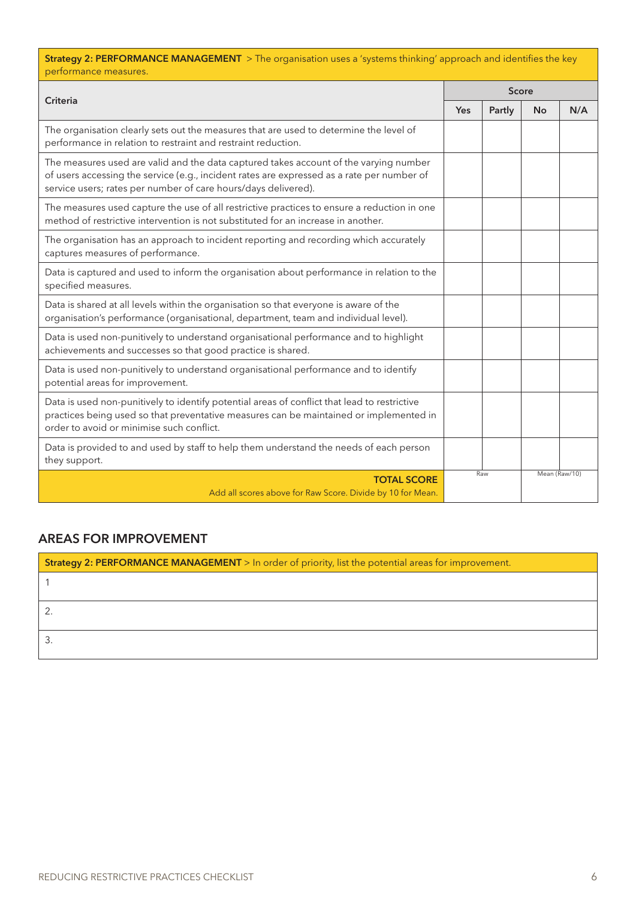**Strategy 2: PERFORMANCE MANAGEMENT** > The organisation uses a 'systems thinking' approach and identifies the key performance measures.

| Criteria | Score | | | |
|---|---|---|---|---|
| | Yes | Partly | No | N/A |
| The organisation clearly sets out the measures that are used to determine the level of performance in relation to restraint and restraint reduction. | | | | |
| The measures used are valid and the data captured takes account of the varying number of users accessing the service (e.g., incident rates are expressed as a rate per number of service users; rates per number of care hours/days delivered). | | | | |
| The measures used capture the use of all restrictive practices to ensure a reduction in one method of restrictive intervention is not substituted for an increase in another. | | | | |
| The organisation has an approach to incident reporting and recording which accurately captures measures of performance. | | | | |
| Data is captured and used to inform the organisation about performance in relation to the specified measures. | | | | |
| Data is shared at all levels within the organisation so that everyone is aware of the organisation's performance (organisational, department, team and individual level). | | | | |
| Data is used non-punitively to understand organisational performance and to highlight achievements and successes so that good practice is shared. | | | | |
| Data is used non-punitively to understand organisational performance and to identify potential areas for improvement. | | | | |
| Data is used non-punitively to identify potential areas of conflict that lead to restrictive practices being used so that preventative measures can be maintained or implemented in order to avoid or minimise such conflict. | | | | |
| Data is provided to and used by staff to help them understand the needs of each person they support. | | | | |
| **TOTAL SCORE** Add all scores above for Raw Score. Divide by 10 for Mean. | Raw | | Mean (Raw/10) | |

## AREAS FOR IMPROVEMENT

| **Strategy 2: PERFORMANCE MANAGEMENT** > In order of priority, list the potential areas for improvement. |
|---|
| 1 |
| 2. |
| 3. |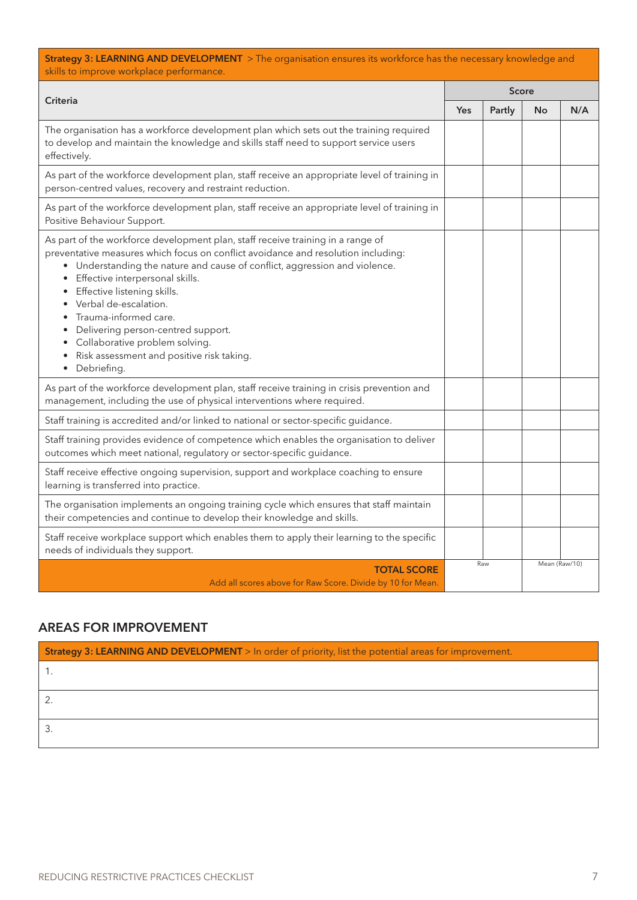| **Strategy 3: LEARNING AND DEVELOPMENT** > The organisation ensures its workforce has the necessary knowledge and skills to improve workplace performance. | | | | |
|---|---|---|---|---|
| **Criteria** | **Score** | | | |
| | **Yes** | **Partly** | **No** | **N/A** |
| The organisation has a workforce development plan which sets out the training required to develop and maintain the knowledge and skills staff need to support service users effectively. | | | | |
| As part of the workforce development plan, staff receive an appropriate level of training in person-centred values, recovery and restraint reduction. | | | | |
| As part of the workforce development plan, staff receive an appropriate level of training in Positive Behaviour Support. | | | | |
| As part of the workforce development plan, staff receive training in a range of preventative measures which focus on conflict avoidance and resolution including: <br>• Understanding the nature and cause of conflict, aggression and violence.<br>• Effective interpersonal skills.<br>• Effective listening skills.<br>• Verbal de-escalation.<br>• Trauma-informed care.<br>• Delivering person-centred support.<br>• Collaborative problem solving.<br>• Risk assessment and positive risk taking.<br>• Debriefing. | | | | |
| As part of the workforce development plan, staff receive training in crisis prevention and management, including the use of physical interventions where required. | | | | |
| Staff training is accredited and/or linked to national or sector-specific guidance. | | | | |
| Staff training provides evidence of competence which enables the organisation to deliver outcomes which meet national, regulatory or sector-specific guidance. | | | | |
| Staff receive effective ongoing supervision, support and workplace coaching to ensure learning is transferred into practice. | | | | |
| The organisation implements an ongoing training cycle which ensures that staff maintain their competencies and continue to develop their knowledge and skills. | | | | |
| Staff receive workplace support which enables them to apply their learning to the specific needs of individuals they support. | | | | |
| **TOTAL SCORE**<br>Add all scores above for Raw Score. Divide by 10 for Mean. | Raw | | Mean (Raw/10) | |

## AREAS FOR IMPROVEMENT

| **Strategy 3: LEARNING AND DEVELOPMENT** > In order of priority, list the potential areas for improvement. |
|---|
| 1. |
| 2. |
| 3. |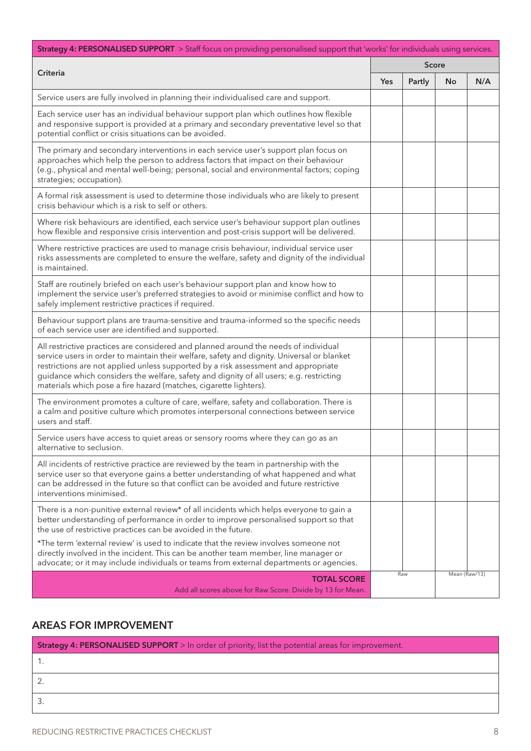| **Strategy 4: PERSONALISED SUPPORT** > Staff focus on providing personalised support that 'works' for individuals using services. | | | | |
|---|---|---|---|---|
| **Criteria** | **Score** | | | |
| | **Yes** | **Partly** | **No** | **N/A** |
| Service users are fully involved in planning their individualised care and support. | | | | |
| Each service user has an individual behaviour support plan which outlines how flexible and responsive support is provided at a primary and secondary preventative level so that potential conflict or crisis situations can be avoided. | | | | |
| The primary and secondary interventions in each service user's support plan focus on approaches which help the person to address factors that impact on their behaviour (e.g., physical and mental well-being; personal, social and environmental factors; coping strategies; occupation). | | | | |
| A formal risk assessment is used to determine those individuals who are likely to present crisis behaviour which is a risk to self or others. | | | | |
| Where risk behaviours are identified, each service user's behaviour support plan outlines how flexible and responsive crisis intervention and post-crisis support will be delivered. | | | | |
| Where restrictive practices are used to manage crisis behaviour, individual service user risks assessments are completed to ensure the welfare, safety and dignity of the individual is maintained. | | | | |
| Staff are routinely briefed on each user's behaviour support plan and know how to implement the service user's preferred strategies to avoid or minimise conflict and how to safely implement restrictive practices if required. | | | | |
| Behaviour support plans are trauma-sensitive and trauma-informed so the specific needs of each service user are identified and supported. | | | | |
| All restrictive practices are considered and planned around the needs of individual service users in order to maintain their welfare, safety and dignity. Universal or blanket restrictions are not applied unless supported by a risk assessment and appropriate guidance which considers the welfare, safety and dignity of all users; e.g. restricting materials which pose a fire hazard (matches, cigarette lighters). | | | | |
| The environment promotes a culture of care, welfare, safety and collaboration. There is a calm and positive culture which promotes interpersonal connections between service users and staff. | | | | |
| Service users have access to quiet areas or sensory rooms where they can go as an alternative to seclusion. | | | | |
| All incidents of restrictive practice are reviewed by the team in partnership with the service user so that everyone gains a better understanding of what happened and what can be addressed in the future so that conflict can be avoided and future restrictive interventions minimised. | | | | |
| There is a non-punitive external review* of all incidents which helps everyone to gain a better understanding of performance in order to improve personalised support so that the use of restrictive practices can be avoided in the future.<br><br>*The term 'external review' is used to indicate that the review involves someone not directly involved in the incident. This can be another team member, line manager or advocate; or it may include individuals or teams from external departments or agencies. | | | | |
| **TOTAL SCORE**<br>Add all scores above for Raw Score. Divide by 13 for Mean. | Raw | | Mean (Raw/13) | |

## AREAS FOR IMPROVEMENT

| **Strategy 4: PERSONALISED SUPPORT** > In order of priority, list the potential areas for improvement. |
|---|
| 1. |
| 2. |
| 3. |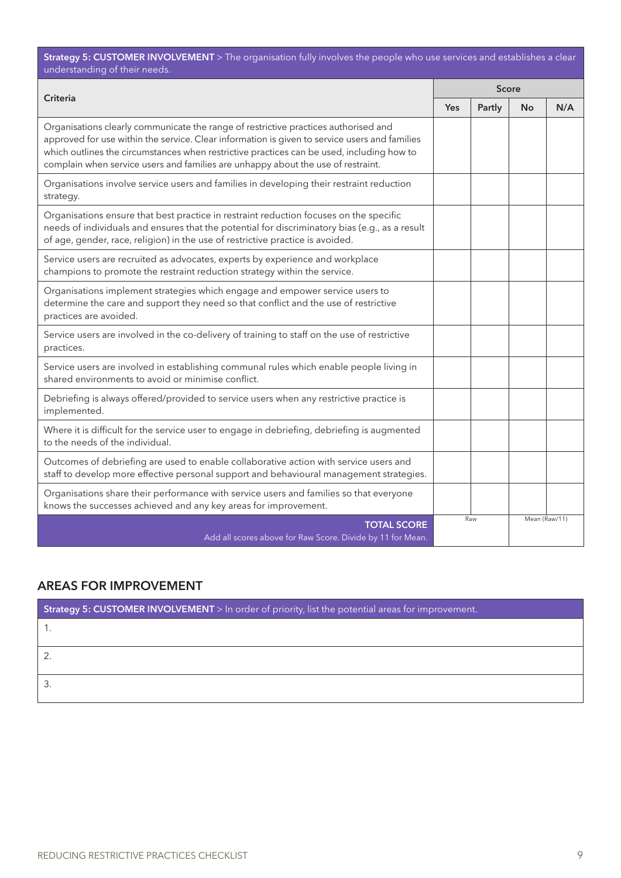| **Strategy 5: CUSTOMER INVOLVEMENT** > The organisation fully involves the people who use services and establishes a clear understanding of their needs. | | | | |
|---|---|---|---|---|
| **Criteria** | **Score** | | | |
| | **Yes** | **Partly** | **No** | **N/A** |
| Organisations clearly communicate the range of restrictive practices authorised and approved for use within the service. Clear information is given to service users and families which outlines the circumstances when restrictive practices can be used, including how to complain when service users and families are unhappy about the use of restraint. | | | | |
| Organisations involve service users and families in developing their restraint reduction strategy. | | | | |
| Organisations ensure that best practice in restraint reduction focuses on the specific needs of individuals and ensures that the potential for discriminatory bias (e.g., as a result of age, gender, race, religion) in the use of restrictive practice is avoided. | | | | |
| Service users are recruited as advocates, experts by experience and workplace champions to promote the restraint reduction strategy within the service. | | | | |
| Organisations implement strategies which engage and empower service users to determine the care and support they need so that conflict and the use of restrictive practices are avoided. | | | | |
| Service users are involved in the co-delivery of training to staff on the use of restrictive practices. | | | | |
| Service users are involved in establishing communal rules which enable people living in shared environments to avoid or minimise conflict. | | | | |
| Debriefing is always offered/provided to service users when any restrictive practice is implemented. | | | | |
| Where it is difficult for the service user to engage in debriefing, debriefing is augmented to the needs of the individual. | | | | |
| Outcomes of debriefing are used to enable collaborative action with service users and staff to develop more effective personal support and behavioural management strategies. | | | | |
| Organisations share their performance with service users and families so that everyone knows the successes achieved and any key areas for improvement. | | | | |
| **TOTAL SCORE** Add all scores above for Raw Score. Divide by 11 for Mean. | Raw | | Mean (Raw/11) | |

## AREAS FOR IMPROVEMENT

| **Strategy 5: CUSTOMER INVOLVEMENT** > In order of priority, list the potential areas for improvement. |
|---|
| 1. |
| 2. |
| 3. |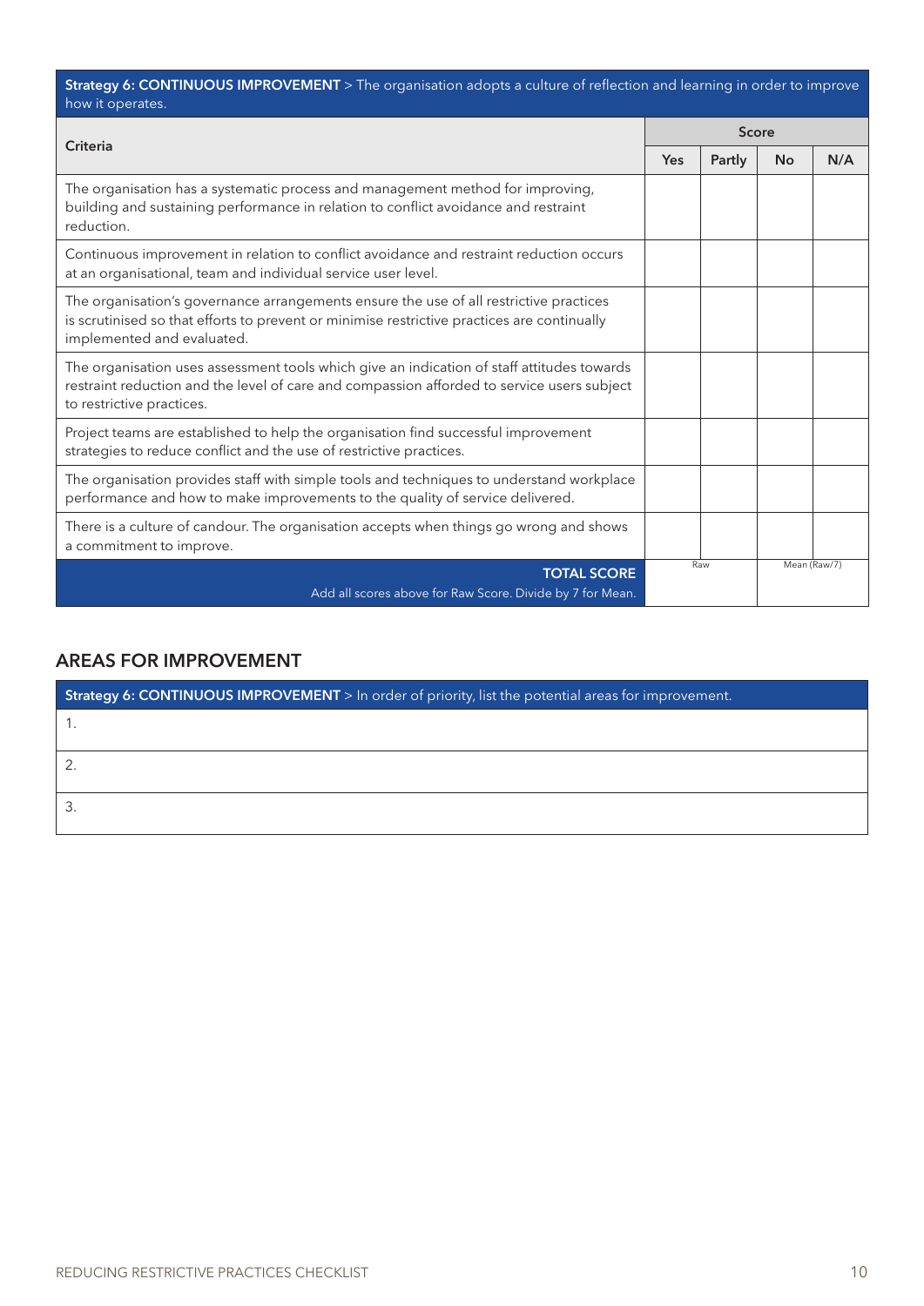| **Strategy 6: CONTINUOUS IMPROVEMENT** > The organisation adopts a culture of reflection and learning in order to improve how it operates. | | | | |
|---|---|---|---|---|
| **Criteria** | **Score** | | | |
| | **Yes** | **Partly** | **No** | **N/A** |
| The organisation has a systematic process and management method for improving, building and sustaining performance in relation to conflict avoidance and restraint reduction. | | | | |
| Continuous improvement in relation to conflict avoidance and restraint reduction occurs at an organisational, team and individual service user level. | | | | |
| The organisation's governance arrangements ensure the use of all restrictive practices is scrutinised so that efforts to prevent or minimise restrictive practices are continually implemented and evaluated. | | | | |
| The organisation uses assessment tools which give an indication of staff attitudes towards restraint reduction and the level of care and compassion afforded to service users subject to restrictive practices. | | | | |
| Project teams are established to help the organisation find successful improvement strategies to reduce conflict and the use of restrictive practices. | | | | |
| The organisation provides staff with simple tools and techniques to understand workplace performance and how to make improvements to the quality of service delivered. | | | | |
| There is a culture of candour. The organisation accepts when things go wrong and shows a commitment to improve. | | | | |
| **TOTAL SCORE** Add all scores above for Raw Score. Divide by 7 for Mean. | Raw | | Mean (Raw/7) | |

## AREAS FOR IMPROVEMENT

| **Strategy 6: CONTINUOUS IMPROVEMENT** > In order of priority, list the potential areas for improvement. |
|---|
| 1. |
| 2. |
| 3. |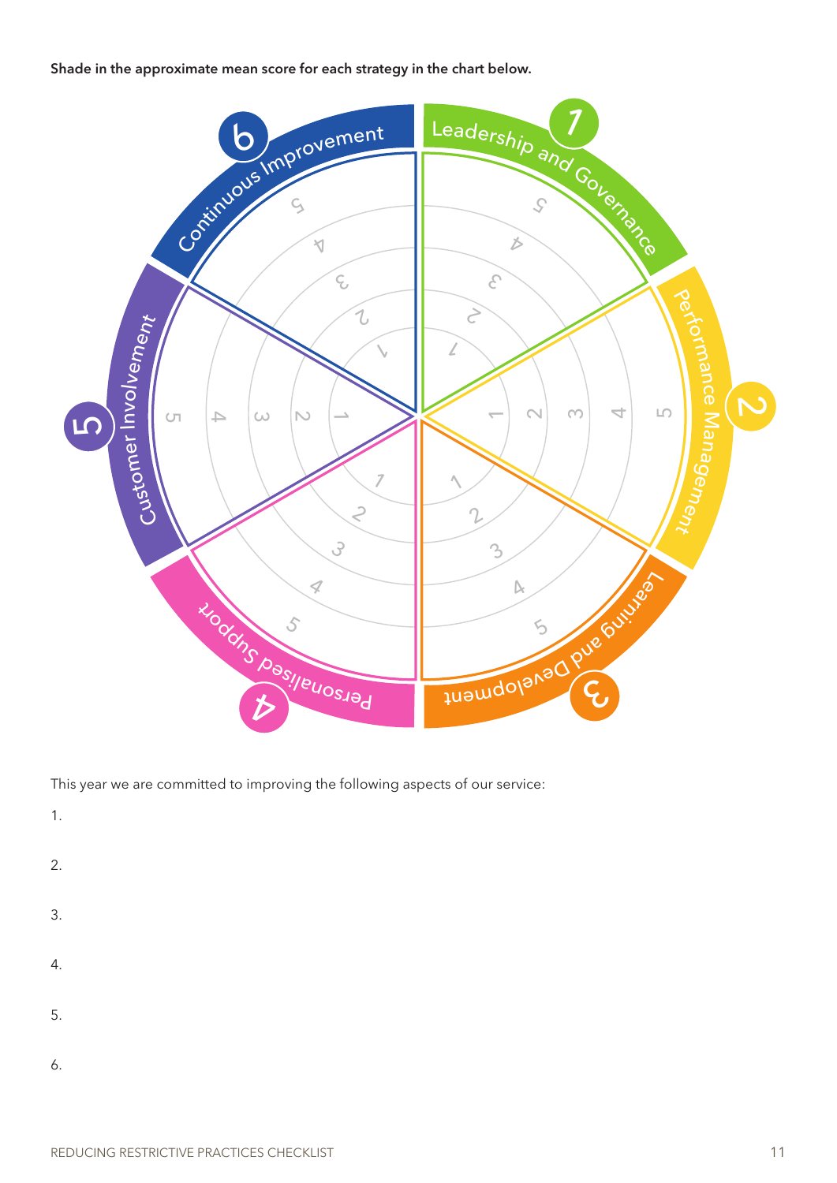**Shade in the approximate mean score for each strategy in the chart below.**

1 Leadership and Governance

2 Performance Management

3 Learning and Development

4 Personalised Support

5 Customer Involvement

6 Continuous Improvement

This year we are committed to improving the following aspects of our service:

1.

2.

3.

4.

5.

6.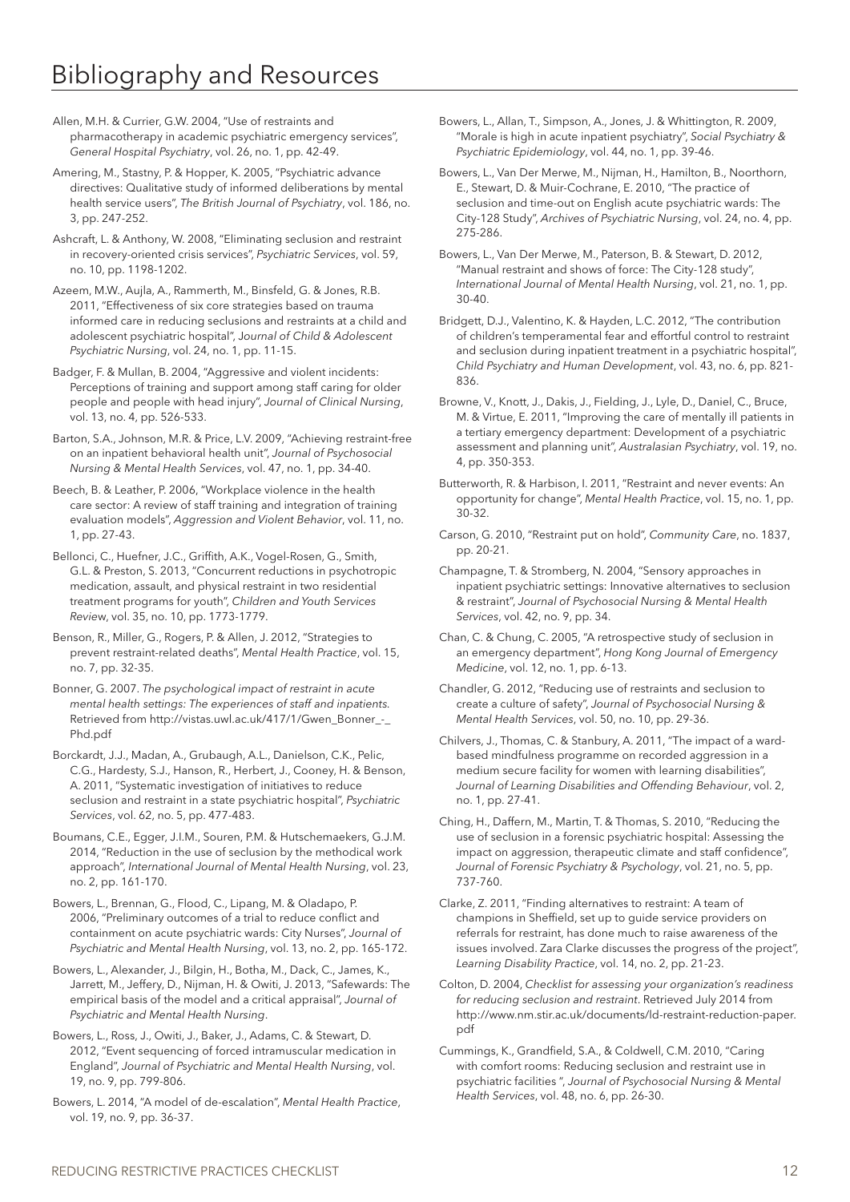# Bibliography and Resources

Allen, M.H. & Currier, G.W. 2004, "Use of restraints and pharmacotherapy in academic psychiatric emergency services", *General Hospital Psychiatry*, vol. 26, no. 1, pp. 42-49.

Amering, M., Stastny, P. & Hopper, K. 2005, "Psychiatric advance directives: Qualitative study of informed deliberations by mental health service users", *The British Journal of Psychiatry*, vol. 186, no. 3, pp. 247-252.

Ashcraft, L. & Anthony, W. 2008, "Eliminating seclusion and restraint in recovery-oriented crisis services", *Psychiatric Services*, vol. 59, no. 10, pp. 1198-1202.

Azeem, M.W., Aujla, A., Rammerth, M., Binsfeld, G. & Jones, R.B. 2011, "Effectiveness of six core strategies based on trauma informed care in reducing seclusions and restraints at a child and adolescent psychiatric hospital", *Journal of Child & Adolescent Psychiatric Nursing*, vol. 24, no. 1, pp. 11-15.

Badger, F. & Mullan, B. 2004, "Aggressive and violent incidents: Perceptions of training and support among staff caring for older people and people with head injury", *Journal of Clinical Nursing*, vol. 13, no. 4, pp. 526-533.

Barton, S.A., Johnson, M.R. & Price, L.V. 2009, "Achieving restraint-free on an inpatient behavioral health unit", *Journal of Psychosocial Nursing & Mental Health Services*, vol. 47, no. 1, pp. 34-40.

Beech, B. & Leather, P. 2006, "Workplace violence in the health care sector: A review of staff training and integration of training evaluation models", *Aggression and Violent Behavior*, vol. 11, no. 1, pp. 27-43.

Bellonci, C., Huefner, J.C., Griffith, A.K., Vogel-Rosen, G., Smith, G.L. & Preston, S. 2013, "Concurrent reductions in psychotropic medication, assault, and physical restraint in two residential treatment programs for youth", *Children and Youth Services Review*, vol. 35, no. 10, pp. 1773-1779.

Benson, R., Miller, G., Rogers, P. & Allen, J. 2012, "Strategies to prevent restraint-related deaths", *Mental Health Practice*, vol. 15, no. 7, pp. 32-35.

Bonner, G. 2007. *The psychological impact of restraint in acute mental health settings: The experiences of staff and inpatients.* Retrieved from http://vistas.uwl.ac.uk/417/1/Gwen_Bonner_-_Phd.pdf

Borckardt, J.J., Madan, A., Grubaugh, A.L., Danielson, C.K., Pelic, C.G., Hardesty, S.J., Hanson, R., Herbert, J., Cooney, H. & Benson, A. 2011, "Systematic investigation of initiatives to reduce seclusion and restraint in a state psychiatric hospital", *Psychiatric Services*, vol. 62, no. 5, pp. 477-483.

Boumans, C.E., Egger, J.I.M., Souren, P.M. & Hutschemaekers, G.J.M. 2014, "Reduction in the use of seclusion by the methodical work approach", *International Journal of Mental Health Nursing*, vol. 23, no. 2, pp. 161-170.

Bowers, L., Brennan, G., Flood, C., Lipang, M. & Oladapo, P. 2006, "Preliminary outcomes of a trial to reduce conflict and containment on acute psychiatric wards: City Nurses", *Journal of Psychiatric and Mental Health Nursing*, vol. 13, no. 2, pp. 165-172.

Bowers, L., Alexander, J., Bilgin, H., Botha, M., Dack, C., James, K., Jarrett, M., Jeffery, D., Nijman, H. & Owiti, J. 2013, "Safewards: The empirical basis of the model and a critical appraisal", *Journal of Psychiatric and Mental Health Nursing*.

Bowers, L., Ross, J., Owiti, J., Baker, J., Adams, C. & Stewart, D. 2012, "Event sequencing of forced intramuscular medication in England", *Journal of Psychiatric and Mental Health Nursing*, vol. 19, no. 9, pp. 799-806.

Bowers, L. 2014, "A model of de-escalation", *Mental Health Practice*, vol. 19, no. 9, pp. 36-37.

Bowers, L., Allan, T., Simpson, A., Jones, J. & Whittington, R. 2009, "Morale is high in acute inpatient psychiatry", *Social Psychiatry & Psychiatric Epidemiology*, vol. 44, no. 1, pp. 39-46.

Bowers, L., Van Der Merwe, M., Nijman, H., Hamilton, B., Noorthorn, E., Stewart, D. & Muir-Cochrane, E. 2010, "The practice of seclusion and time-out on English acute psychiatric wards: The City-128 Study", *Archives of Psychiatric Nursing*, vol. 24, no. 4, pp. 275-286.

Bowers, L., Van Der Merwe, M., Paterson, B. & Stewart, D. 2012, "Manual restraint and shows of force: The City-128 study", *International Journal of Mental Health Nursing*, vol. 21, no. 1, pp. 30-40.

Bridgett, D.J., Valentino, K. & Hayden, L.C. 2012, "The contribution of children's temperamental fear and effortful control to restraint and seclusion during inpatient treatment in a psychiatric hospital", *Child Psychiatry and Human Development*, vol. 43, no. 6, pp. 821-836.

Browne, V., Knott, J., Dakis, J., Fielding, J., Lyle, D., Daniel, C., Bruce, M. & Virtue, E. 2011, "Improving the care of mentally ill patients in a tertiary emergency department: Development of a psychiatric assessment and planning unit", *Australasian Psychiatry*, vol. 19, no. 4, pp. 350-353.

Butterworth, R. & Harbison, I. 2011, "Restraint and never events: An opportunity for change", *Mental Health Practice*, vol. 15, no. 1, pp. 30-32.

Carson, G. 2010, "Restraint put on hold", *Community Care*, no. 1837, pp. 20-21.

Champagne, T. & Stromberg, N. 2004, "Sensory approaches in inpatient psychiatric settings: Innovative alternatives to seclusion & restraint", *Journal of Psychosocial Nursing & Mental Health Services*, vol. 42, no. 9, pp. 34.

Chan, C. & Chung, C. 2005, "A retrospective study of seclusion in an emergency department", *Hong Kong Journal of Emergency Medicine*, vol. 12, no. 1, pp. 6-13.

Chandler, G. 2012, "Reducing use of restraints and seclusion to create a culture of safety", *Journal of Psychosocial Nursing & Mental Health Services*, vol. 50, no. 10, pp. 29-36.

Chilvers, J., Thomas, C. & Stanbury, A. 2011, "The impact of a ward-based mindfulness programme on recorded aggression in a medium secure facility for women with learning disabilities", *Journal of Learning Disabilities and Offending Behaviour*, vol. 2, no. 1, pp. 27-41.

Ching, H., Daffern, M., Martin, T. & Thomas, S. 2010, "Reducing the use of seclusion in a forensic psychiatric hospital: Assessing the impact on aggression, therapeutic climate and staff confidence", *Journal of Forensic Psychiatry & Psychology*, vol. 21, no. 5, pp. 737-760.

Clarke, Z. 2011, "Finding alternatives to restraint: A team of champions in Sheffield, set up to guide service providers on referrals for restraint, has done much to raise awareness of the issues involved. Zara Clarke discusses the progress of the project", *Learning Disability Practice*, vol. 14, no. 2, pp. 21-23.

Colton, D. 2004, *Checklist for assessing your organization's readiness for reducing seclusion and restraint*. Retrieved July 2014 from http://www.nm.stir.ac.uk/documents/ld-restraint-reduction-paper.pdf

Cummings, K., Grandfield, S.A., & Coldwell, C.M. 2010, "Caring with comfort rooms: Reducing seclusion and restraint use in psychiatric facilities ", *Journal of Psychosocial Nursing & Mental Health Services*, vol. 48, no. 6, pp. 26-30.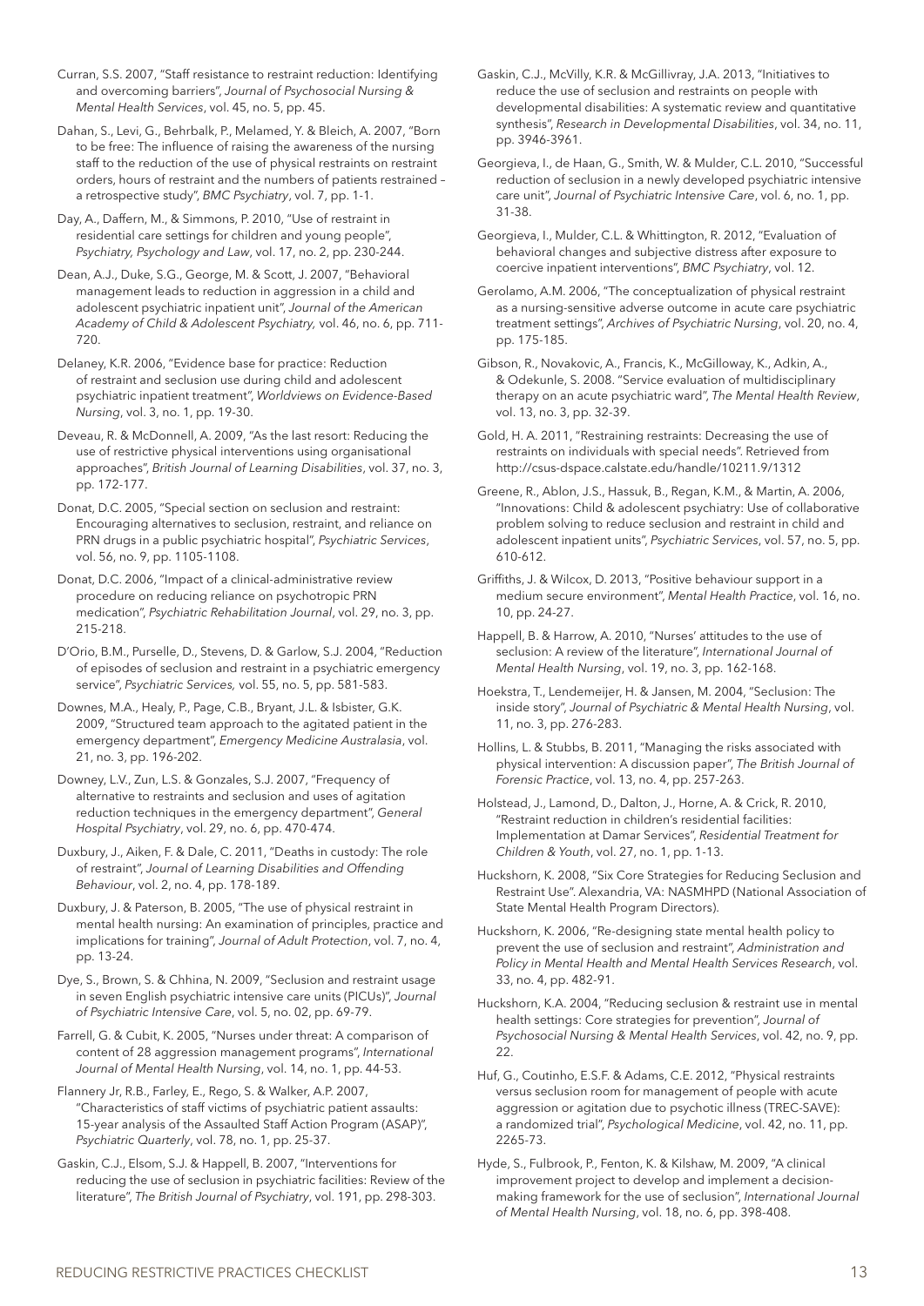Curran, S.S. 2007, "Staff resistance to restraint reduction: Identifying and overcoming barriers", *Journal of Psychosocial Nursing & Mental Health Services*, vol. 45, no. 5, pp. 45.

Dahan, S., Levi, G., Behrbalk, P., Melamed, Y. & Bleich, A. 2007, "Born to be free: The influence of raising the awareness of the nursing staff to the reduction of the use of physical restraints on restraint orders, hours of restraint and the numbers of patients restrained – a retrospective study", *BMC Psychiatry*, vol. 7, pp. 1-1.

Day, A., Daffern, M., & Simmons, P. 2010, "Use of restraint in residential care settings for children and young people", *Psychiatry, Psychology and Law*, vol. 17, no. 2, pp. 230-244.

Dean, A.J., Duke, S.G., George, M. & Scott, J. 2007, "Behavioral management leads to reduction in aggression in a child and adolescent psychiatric inpatient unit", *Journal of the American Academy of Child & Adolescent Psychiatry,* vol. 46, no. 6, pp. 711-720.

Delaney, K.R. 2006, "Evidence base for practice: Reduction of restraint and seclusion use during child and adolescent psychiatric inpatient treatment", *Worldviews on Evidence-Based Nursing*, vol. 3, no. 1, pp. 19-30.

Deveau, R. & McDonnell, A. 2009, "As the last resort: Reducing the use of restrictive physical interventions using organisational approaches", *British Journal of Learning Disabilities*, vol. 37, no. 3, pp. 172-177.

Donat, D.C. 2005, "Special section on seclusion and restraint: Encouraging alternatives to seclusion, restraint, and reliance on PRN drugs in a public psychiatric hospital", *Psychiatric Services*, vol. 56, no. 9, pp. 1105-1108.

Donat, D.C. 2006, "Impact of a clinical-administrative review procedure on reducing reliance on psychotropic PRN medication", *Psychiatric Rehabilitation Journal*, vol. 29, no. 3, pp. 215-218.

D'Orio, B.M., Purselle, D., Stevens, D. & Garlow, S.J. 2004, "Reduction of episodes of seclusion and restraint in a psychiatric emergency service", *Psychiatric Services,* vol. 55, no. 5, pp. 581-583.

Downes, M.A., Healy, P., Page, C.B., Bryant, J.L. & Isbister, G.K. 2009, "Structured team approach to the agitated patient in the emergency department", *Emergency Medicine Australasia*, vol. 21, no. 3, pp. 196-202.

Downey, L.V., Zun, L.S. & Gonzales, S.J. 2007, "Frequency of alternative to restraints and seclusion and uses of agitation reduction techniques in the emergency department", *General Hospital Psychiatry*, vol. 29, no. 6, pp. 470-474.

Duxbury, J., Aiken, F. & Dale, C. 2011, "Deaths in custody: The role of restraint", *Journal of Learning Disabilities and Offending Behaviour*, vol. 2, no. 4, pp. 178-189.

Duxbury, J. & Paterson, B. 2005, "The use of physical restraint in mental health nursing: An examination of principles, practice and implications for training", *Journal of Adult Protection*, vol. 7, no. 4, pp. 13-24.

Dye, S., Brown, S. & Chhina, N. 2009, "Seclusion and restraint usage in seven English psychiatric intensive care units (PICUs)", *Journal of Psychiatric Intensive Care*, vol. 5, no. 02, pp. 69-79.

Farrell, G. & Cubit, K. 2005, "Nurses under threat: A comparison of content of 28 aggression management programs", *International Journal of Mental Health Nursing*, vol. 14, no. 1, pp. 44-53.

Flannery Jr, R.B., Farley, E., Rego, S. & Walker, A.P. 2007, "Characteristics of staff victims of psychiatric patient assaults: 15-year analysis of the Assaulted Staff Action Program (ASAP)", *Psychiatric Quarterly*, vol. 78, no. 1, pp. 25-37.

Gaskin, C.J., Elsom, S.J. & Happell, B. 2007, "Interventions for reducing the use of seclusion in psychiatric facilities: Review of the literature", *The British Journal of Psychiatry*, vol. 191, pp. 298-303.

Gaskin, C.J., McVilly, K.R. & McGillivray, J.A. 2013, "Initiatives to reduce the use of seclusion and restraints on people with developmental disabilities: A systematic review and quantitative synthesis", *Research in Developmental Disabilities*, vol. 34, no. 11, pp. 3946-3961.

Georgieva, I., de Haan, G., Smith, W. & Mulder, C.L. 2010, "Successful reduction of seclusion in a newly developed psychiatric intensive care unit", *Journal of Psychiatric Intensive Care*, vol. 6, no. 1, pp. 31-38.

Georgieva, I., Mulder, C.L. & Whittington, R. 2012, "Evaluation of behavioral changes and subjective distress after exposure to coercive inpatient interventions", *BMC Psychiatry*, vol. 12.

Gerolamo, A.M. 2006, "The conceptualization of physical restraint as a nursing-sensitive adverse outcome in acute care psychiatric treatment settings", *Archives of Psychiatric Nursing*, vol. 20, no. 4, pp. 175-185.

Gibson, R., Novakovic, A., Francis, K., McGilloway, K., Adkin, A., & Odekunle, S. 2008. "Service evaluation of multidisciplinary therapy on an acute psychiatric ward", *The Mental Health Review*, vol. 13, no. 3, pp. 32-39.

Gold, H. A. 2011, "Restraining restraints: Decreasing the use of restraints on individuals with special needs". Retrieved from http://csus-dspace.calstate.edu/handle/10211.9/1312

Greene, R., Ablon, J.S., Hassuk, B., Regan, K.M., & Martin, A. 2006, "Innovations: Child & adolescent psychiatry: Use of collaborative problem solving to reduce seclusion and restraint in child and adolescent inpatient units", *Psychiatric Services*, vol. 57, no. 5, pp. 610-612.

Griffiths, J. & Wilcox, D. 2013, "Positive behaviour support in a medium secure environment", *Mental Health Practice*, vol. 16, no. 10, pp. 24-27.

Happell, B. & Harrow, A. 2010, "Nurses' attitudes to the use of seclusion: A review of the literature", *International Journal of Mental Health Nursing*, vol. 19, no. 3, pp. 162-168.

Hoekstra, T., Lendemeijer, H. & Jansen, M. 2004, "Seclusion: The inside story", *Journal of Psychiatric & Mental Health Nursing*, vol. 11, no. 3, pp. 276-283.

Hollins, L. & Stubbs, B. 2011, "Managing the risks associated with physical intervention: A discussion paper", *The British Journal of Forensic Practice*, vol. 13, no. 4, pp. 257-263.

Holstead, J., Lamond, D., Dalton, J., Horne, A. & Crick, R. 2010, "Restraint reduction in children's residential facilities: Implementation at Damar Services", *Residential Treatment for Children & Youth*, vol. 27, no. 1, pp. 1-13.

Huckshorn, K. 2008, "Six Core Strategies for Reducing Seclusion and Restraint Use". Alexandria, VA: NASMHPD (National Association of State Mental Health Program Directors).

Huckshorn, K. 2006, "Re-designing state mental health policy to prevent the use of seclusion and restraint", *Administration and Policy in Mental Health and Mental Health Services Research*, vol. 33, no. 4, pp. 482-91.

Huckshorn, K.A. 2004, "Reducing seclusion & restraint use in mental health settings: Core strategies for prevention", *Journal of Psychosocial Nursing & Mental Health Services*, vol. 42, no. 9, pp. 22.

Huf, G., Coutinho, E.S.F. & Adams, C.E. 2012, "Physical restraints versus seclusion room for management of people with acute aggression or agitation due to psychotic illness (TREC-SAVE): a randomized trial", *Psychological Medicine*, vol. 42, no. 11, pp. 2265-73.

Hyde, S., Fulbrook, P., Fenton, K. & Kilshaw, M. 2009, "A clinical improvement project to develop and implement a decision-making framework for the use of seclusion", *International Journal of Mental Health Nursing*, vol. 18, no. 6, pp. 398-408.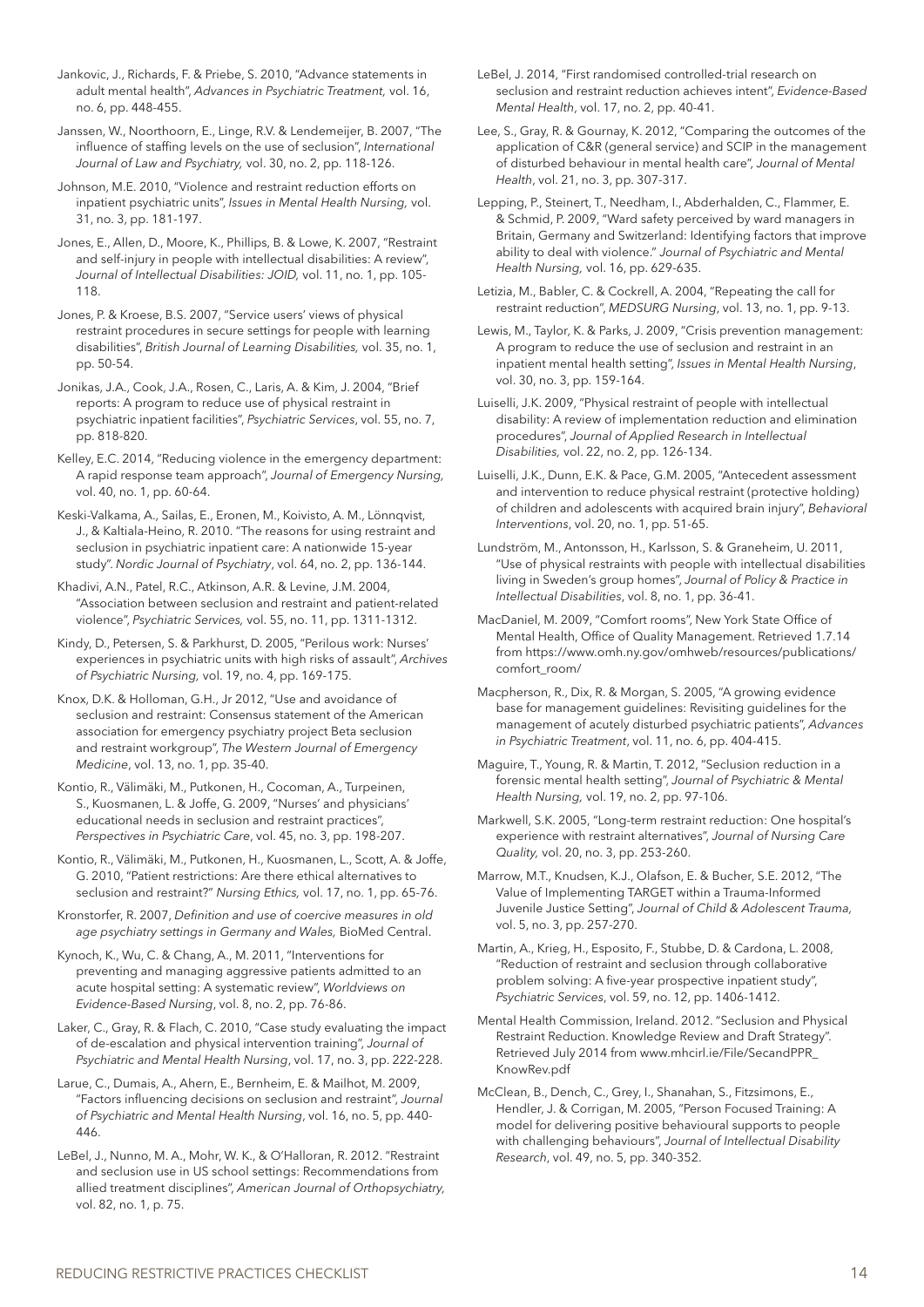Jankovic, J., Richards, F. & Priebe, S. 2010, "Advance statements in adult mental health", *Advances in Psychiatric Treatment,* vol. 16, no. 6, pp. 448-455.

Janssen, W., Noorthoorn, E., Linge, R.V. & Lendemeijer, B. 2007, "The influence of staffing levels on the use of seclusion", *International Journal of Law and Psychiatry,* vol. 30, no. 2, pp. 118-126.

Johnson, M.E. 2010, "Violence and restraint reduction efforts on inpatient psychiatric units", *Issues in Mental Health Nursing,* vol. 31, no. 3, pp. 181-197.

Jones, E., Allen, D., Moore, K., Phillips, B. & Lowe, K. 2007, "Restraint and self-injury in people with intellectual disabilities: A review", *Journal of Intellectual Disabilities: JOID,* vol. 11, no. 1, pp. 105-118.

Jones, P. & Kroese, B.S. 2007, "Service users' views of physical restraint procedures in secure settings for people with learning disabilities", *British Journal of Learning Disabilities,* vol. 35, no. 1, pp. 50-54.

Jonikas, J.A., Cook, J.A., Rosen, C., Laris, A. & Kim, J. 2004, "Brief reports: A program to reduce use of physical restraint in psychiatric inpatient facilities", *Psychiatric Services*, vol. 55, no. 7, pp. 818-820.

Kelley, E.C. 2014, "Reducing violence in the emergency department: A rapid response team approach", *Journal of Emergency Nursing,* vol. 40, no. 1, pp. 60-64.

Keski-Valkama, A., Sailas, E., Eronen, M., Koivisto, A. M., Lönnqvist, J., & Kaltiala-Heino, R. 2010. "The reasons for using restraint and seclusion in psychiatric inpatient care: A nationwide 15-year study". *Nordic Journal of Psychiatry*, vol. 64, no. 2, pp. 136-144.

Khadivi, A.N., Patel, R.C., Atkinson, A.R. & Levine, J.M. 2004, "Association between seclusion and restraint and patient-related violence", *Psychiatric Services,* vol. 55, no. 11, pp. 1311-1312.

Kindy, D., Petersen, S. & Parkhurst, D. 2005, "Perilous work: Nurses' experiences in psychiatric units with high risks of assault", *Archives of Psychiatric Nursing,* vol. 19, no. 4, pp. 169-175.

Knox, D.K. & Holloman, G.H., Jr 2012, "Use and avoidance of seclusion and restraint: Consensus statement of the American association for emergency psychiatry project Beta seclusion and restraint workgroup", *The Western Journal of Emergency Medicine*, vol. 13, no. 1, pp. 35-40.

Kontio, R., Välimäki, M., Putkonen, H., Cocoman, A., Turpeinen, S., Kuosmanen, L. & Joffe, G. 2009, "Nurses' and physicians' educational needs in seclusion and restraint practices", *Perspectives in Psychiatric Care*, vol. 45, no. 3, pp. 198-207.

Kontio, R., Välimäki, M., Putkonen, H., Kuosmanen, L., Scott, A. & Joffe, G. 2010, "Patient restrictions: Are there ethical alternatives to seclusion and restraint?" *Nursing Ethics,* vol. 17, no. 1, pp. 65-76.

Kronstorfer, R. 2007, *Definition and use of coercive measures in old age psychiatry settings in Germany and Wales,* BioMed Central.

Kynoch, K., Wu, C. & Chang, A., M. 2011, "Interventions for preventing and managing aggressive patients admitted to an acute hospital setting: A systematic review", *Worldviews on Evidence-Based Nursing*, vol. 8, no. 2, pp. 76-86.

Laker, C., Gray, R. & Flach, C. 2010, "Case study evaluating the impact of de-escalation and physical intervention training", *Journal of Psychiatric and Mental Health Nursing*, vol. 17, no. 3, pp. 222-228.

Larue, C., Dumais, A., Ahern, E., Bernheim, E. & Mailhot, M. 2009, "Factors influencing decisions on seclusion and restraint", *Journal of Psychiatric and Mental Health Nursing*, vol. 16, no. 5, pp. 440-446.

LeBel, J., Nunno, M. A., Mohr, W. K., & O'Halloran, R. 2012. "Restraint and seclusion use in US school settings: Recommendations from allied treatment disciplines", *American Journal of Orthopsychiatry,* vol. 82, no. 1, p. 75.

LeBel, J. 2014, "First randomised controlled-trial research on seclusion and restraint reduction achieves intent", *Evidence-Based Mental Health*, vol. 17, no. 2, pp. 40-41.

Lee, S., Gray, R. & Gournay, K. 2012, "Comparing the outcomes of the application of C&R (general service) and SCIP in the management of disturbed behaviour in mental health care", *Journal of Mental Health*, vol. 21, no. 3, pp. 307-317.

Lepping, P., Steinert, T., Needham, I., Abderhalden, C., Flammer, E. & Schmid, P. 2009, "Ward safety perceived by ward managers in Britain, Germany and Switzerland: Identifying factors that improve ability to deal with violence." *Journal of Psychiatric and Mental Health Nursing,* vol. 16, pp. 629-635.

Letizia, M., Babler, C. & Cockrell, A. 2004, "Repeating the call for restraint reduction", *MEDSURG Nursing*, vol. 13, no. 1, pp. 9-13.

Lewis, M., Taylor, K. & Parks, J. 2009, "Crisis prevention management: A program to reduce the use of seclusion and restraint in an inpatient mental health setting", *Issues in Mental Health Nursing*, vol. 30, no. 3, pp. 159-164.

Luiselli, J.K. 2009, "Physical restraint of people with intellectual disability: A review of implementation reduction and elimination procedures", *Journal of Applied Research in Intellectual Disabilities,* vol. 22, no. 2, pp. 126-134.

Luiselli, J.K., Dunn, E.K. & Pace, G.M. 2005, "Antecedent assessment and intervention to reduce physical restraint (protective holding) of children and adolescents with acquired brain injury", *Behavioral Interventions*, vol. 20, no. 1, pp. 51-65.

Lundström, M., Antonsson, H., Karlsson, S. & Graneheim, U. 2011, "Use of physical restraints with people with intellectual disabilities living in Sweden's group homes", *Journal of Policy & Practice in Intellectual Disabilities*, vol. 8, no. 1, pp. 36-41.

MacDaniel, M. 2009, "Comfort rooms", New York State Office of Mental Health, Office of Quality Management. Retrieved 1.7.14 from https://www.omh.ny.gov/omhweb/resources/publications/comfort_room/

Macpherson, R., Dix, R. & Morgan, S. 2005, "A growing evidence base for management guidelines: Revisiting guidelines for the management of acutely disturbed psychiatric patients", *Advances in Psychiatric Treatment*, vol. 11, no. 6, pp. 404-415.

Maguire, T., Young, R. & Martin, T. 2012, "Seclusion reduction in a forensic mental health setting", *Journal of Psychiatric & Mental Health Nursing,* vol. 19, no. 2, pp. 97-106.

Markwell, S.K. 2005, "Long-term restraint reduction: One hospital's experience with restraint alternatives", *Journal of Nursing Care Quality,* vol. 20, no. 3, pp. 253-260.

Marrow, M.T., Knudsen, K.J., Olafson, E. & Bucher, S.E. 2012, "The Value of Implementing TARGET within a Trauma-Informed Juvenile Justice Setting", *Journal of Child & Adolescent Trauma*, vol. 5, no. 3, pp. 257-270.

Martin, A., Krieg, H., Esposito, F., Stubbe, D. & Cardona, L. 2008, "Reduction of restraint and seclusion through collaborative problem solving: A five-year prospective inpatient study", *Psychiatric Services*, vol. 59, no. 12, pp. 1406-1412.

Mental Health Commission, Ireland. 2012. "Seclusion and Physical Restraint Reduction. Knowledge Review and Draft Strategy". Retrieved July 2014 from www.mhcirl.ie/File/SecandPPR_KnowRev.pdf

McClean, B., Dench, C., Grey, I., Shanahan, S., Fitzsimons, E., Hendler, J. & Corrigan, M. 2005, "Person Focused Training: A model for delivering positive behavioural supports to people with challenging behaviours", *Journal of Intellectual Disability Research*, vol. 49, no. 5, pp. 340-352.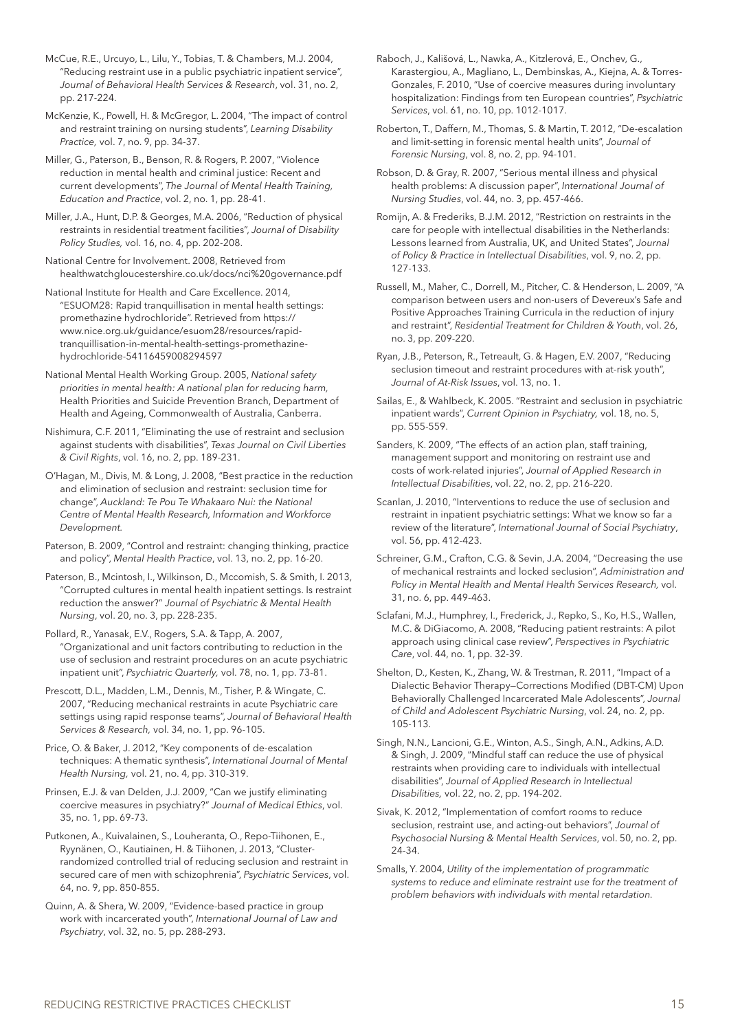McCue, R.E., Urcuyo, L., Lilu, Y., Tobias, T. & Chambers, M.J. 2004, "Reducing restraint use in a public psychiatric inpatient service", *Journal of Behavioral Health Services & Research*, vol. 31, no. 2, pp. 217-224.

McKenzie, K., Powell, H. & McGregor, L. 2004, "The impact of control and restraint training on nursing students", *Learning Disability Practice,* vol. 7, no. 9, pp. 34-37.

Miller, G., Paterson, B., Benson, R. & Rogers, P. 2007, "Violence reduction in mental health and criminal justice: Recent and current developments", *The Journal of Mental Health Training, Education and Practice*, vol. 2, no. 1, pp. 28-41.

Miller, J.A., Hunt, D.P. & Georges, M.A. 2006, "Reduction of physical restraints in residential treatment facilities", *Journal of Disability Policy Studies,* vol. 16, no. 4, pp. 202-208.

National Centre for Involvement. 2008, Retrieved from healthwatchgloucestershire.co.uk/docs/nci%20governance.pdf

National Institute for Health and Care Excellence. 2014, "ESUOM28: Rapid tranquillisation in mental health settings: promethazine hydrochloride". Retrieved from https://www.nice.org.uk/guidance/esuom28/resources/rapid-tranquillisation-in-mental-health-settings-promethazine-hydrochloride-54116459008294597

National Mental Health Working Group. 2005, *National safety priorities in mental health: A national plan for reducing harm,* Health Priorities and Suicide Prevention Branch, Department of Health and Ageing, Commonwealth of Australia, Canberra.

Nishimura, C.F. 2011, "Eliminating the use of restraint and seclusion against students with disabilities", *Texas Journal on Civil Liberties & Civil Rights*, vol. 16, no. 2, pp. 189-231.

O'Hagan, M., Divis, M. & Long, J. 2008, "Best practice in the reduction and elimination of seclusion and restraint: seclusion time for change", *Auckland: Te Pou Te Whakaaro Nui: the National Centre of Mental Health Research, Information and Workforce Development.*

Paterson, B. 2009, "Control and restraint: changing thinking, practice and policy", *Mental Health Practice*, vol. 13, no. 2, pp. 16-20.

Paterson, B., Mcintosh, I., Wilkinson, D., Mccomish, S. & Smith, I. 2013, "Corrupted cultures in mental health inpatient settings. Is restraint reduction the answer?" *Journal of Psychiatric & Mental Health Nursing*, vol. 20, no. 3, pp. 228-235.

Pollard, R., Yanasak, E.V., Rogers, S.A. & Tapp, A. 2007, "Organizational and unit factors contributing to reduction in the use of seclusion and restraint procedures on an acute psychiatric inpatient unit", *Psychiatric Quarterly,* vol. 78, no. 1, pp. 73-81.

Prescott, D.L., Madden, L.M., Dennis, M., Tisher, P. & Wingate, C. 2007, "Reducing mechanical restraints in acute Psychiatric care settings using rapid response teams", *Journal of Behavioral Health Services & Research,* vol. 34, no. 1, pp. 96-105.

Price, O. & Baker, J. 2012, "Key components of de-escalation techniques: A thematic synthesis", *International Journal of Mental Health Nursing,* vol. 21, no. 4, pp. 310-319.

Prinsen, E.J. & van Delden, J.J. 2009, "Can we justify eliminating coercive measures in psychiatry?" *Journal of Medical Ethics*, vol. 35, no. 1, pp. 69-73.

Putkonen, A., Kuivalainen, S., Louheranta, O., Repo-Tiihonen, E., Ryynänen, O., Kautiainen, H. & Tiihonen, J. 2013, "Cluster-randomized controlled trial of reducing seclusion and restraint in secured care of men with schizophrenia", *Psychiatric Services*, vol. 64, no. 9, pp. 850-855.

Quinn, A. & Shera, W. 2009, "Evidence-based practice in group work with incarcerated youth", *International Journal of Law and Psychiatry*, vol. 32, no. 5, pp. 288-293.

Raboch, J., Kališová, L., Nawka, A., Kitzlerová, E., Onchev, G., Karastergiou, A., Magliano, L., Dembinskas, A., Kiejna, A. & Torres-Gonzales, F. 2010, "Use of coercive measures during involuntary hospitalization: Findings from ten European countries", *Psychiatric Services*, vol. 61, no. 10, pp. 1012-1017.

Roberton, T., Daffern, M., Thomas, S. & Martin, T. 2012, "De-escalation and limit-setting in forensic mental health units", *Journal of Forensic Nursing*, vol. 8, no. 2, pp. 94-101.

Robson, D. & Gray, R. 2007, "Serious mental illness and physical health problems: A discussion paper", *International Journal of Nursing Studies*, vol. 44, no. 3, pp. 457-466.

Romijn, A. & Frederiks, B.J.M. 2012, "Restriction on restraints in the care for people with intellectual disabilities in the Netherlands: Lessons learned from Australia, UK, and United States", *Journal of Policy & Practice in Intellectual Disabilities*, vol. 9, no. 2, pp. 127-133.

Russell, M., Maher, C., Dorrell, M., Pitcher, C. & Henderson, L. 2009, "A comparison between users and non-users of Devereux's Safe and Positive Approaches Training Curricula in the reduction of injury and restraint", *Residential Treatment for Children & Youth*, vol. 26, no. 3, pp. 209-220.

Ryan, J.B., Peterson, R., Tetreault, G. & Hagen, E.V. 2007, "Reducing seclusion timeout and restraint procedures with at-risk youth", *Journal of At-Risk Issues*, vol. 13, no. 1.

Sailas, E., & Wahlbeck, K. 2005. "Restraint and seclusion in psychiatric inpatient wards", *Current Opinion in Psychiatry,* vol. 18, no. 5, pp. 555-559.

Sanders, K. 2009, "The effects of an action plan, staff training, management support and monitoring on restraint use and costs of work-related injuries", *Journal of Applied Research in Intellectual Disabilities*, vol. 22, no. 2, pp. 216-220.

Scanlan, J. 2010, "Interventions to reduce the use of seclusion and restraint in inpatient psychiatric settings: What we know so far a review of the literature", *International Journal of Social Psychiatry*, vol. 56, pp. 412-423.

Schreiner, G.M., Crafton, C.G. & Sevin, J.A. 2004, "Decreasing the use of mechanical restraints and locked seclusion", *Administration and Policy in Mental Health and Mental Health Services Research,* vol. 31, no. 6, pp. 449-463.

Sclafani, M.J., Humphrey, I., Frederick, J., Repko, S., Ko, H.S., Wallen, M.C. & DiGiacomo, A. 2008, "Reducing patient restraints: A pilot approach using clinical case review", *Perspectives in Psychiatric Care*, vol. 44, no. 1, pp. 32-39.

Shelton, D., Kesten, K., Zhang, W. & Trestman, R. 2011, "Impact of a Dialectic Behavior Therapy—Corrections Modified (DBT-CM) Upon Behaviorally Challenged Incarcerated Male Adolescents", *Journal of Child and Adolescent Psychiatric Nursing*, vol. 24, no. 2, pp. 105-113.

Singh, N.N., Lancioni, G.E., Winton, A.S., Singh, A.N., Adkins, A.D. & Singh, J. 2009, "Mindful staff can reduce the use of physical restraints when providing care to individuals with intellectual disabilities", *Journal of Applied Research in Intellectual Disabilities,* vol. 22, no. 2, pp. 194-202.

Sivak, K. 2012, "Implementation of comfort rooms to reduce seclusion, restraint use, and acting-out behaviors", *Journal of Psychosocial Nursing & Mental Health Services*, vol. 50, no. 2, pp. 24-34.

Smalls, Y. 2004, *Utility of the implementation of programmatic systems to reduce and eliminate restraint use for the treatment of problem behaviors with individuals with mental retardation.*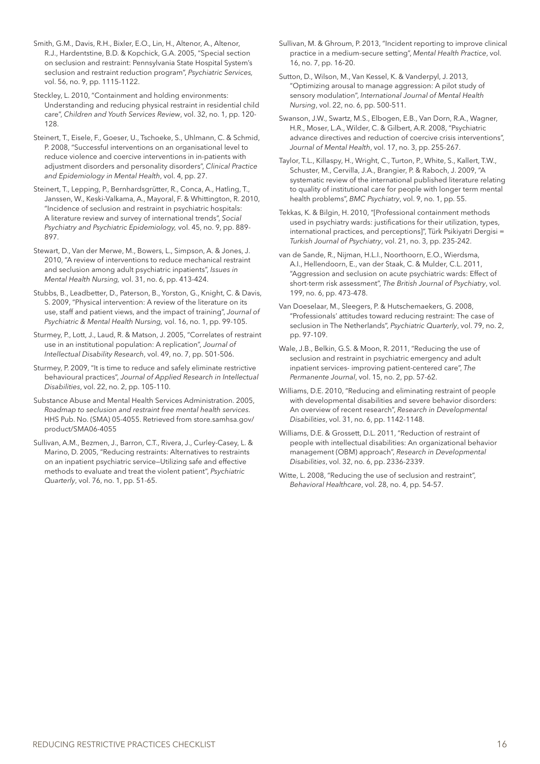Smith, G.M., Davis, R.H., Bixler, E.O., Lin, H., Altenor, A., Altenor, R.J., Hardentstine, B.D. & Kopchick, G.A. 2005, "Special section on seclusion and restraint: Pennsylvania State Hospital System's seclusion and restraint reduction program", *Psychiatric Services,* vol. 56, no. 9, pp. 1115-1122.

Steckley, L. 2010, "Containment and holding environments: Understanding and reducing physical restraint in residential child care", *Children and Youth Services Review*, vol. 32, no. 1, pp. 120-128.

Steinert, T., Eisele, F., Goeser, U., Tschoeke, S., Uhlmann, C. & Schmid, P. 2008, "Successful interventions on an organisational level to reduce violence and coercive interventions in in-patients with adjustment disorders and personality disorders", *Clinical Practice and Epidemiology in Mental Health*, vol. 4, pp. 27.

Steinert, T., Lepping, P., Bernhardsgrütter, R., Conca, A., Hatling, T., Janssen, W., Keski-Valkama, A., Mayoral, F. & Whittington, R. 2010, "Incidence of seclusion and restraint in psychiatric hospitals: A literature review and survey of international trends", *Social Psychiatry and Psychiatric Epidemiology,* vol. 45, no. 9, pp. 889-897.

Stewart, D., Van der Merwe, M., Bowers, L., Simpson, A. & Jones, J. 2010, "A review of interventions to reduce mechanical restraint and seclusion among adult psychiatric inpatients", *Issues in Mental Health Nursing,* vol. 31, no. 6, pp. 413-424.

Stubbs, B., Leadbetter, D., Paterson, B., Yorston, G., Knight, C. & Davis, S. 2009, "Physical intervention: A review of the literature on its use, staff and patient views, and the impact of training", *Journal of Psychiatric & Mental Health Nursing,* vol. 16, no. 1, pp. 99-105.

Sturmey, P., Lott, J., Laud, R. & Matson, J. 2005, "Correlates of restraint use in an institutional population: A replication", *Journal of Intellectual Disability Research*, vol. 49, no. 7, pp. 501-506.

Sturmey, P. 2009, "It is time to reduce and safely eliminate restrictive behavioural practices", *Journal of Applied Research in Intellectual Disabilities*, vol. 22, no. 2, pp. 105-110.

Substance Abuse and Mental Health Services Administration. 2005, *Roadmap to seclusion and restraint free mental health services.* HHS Pub. No. (SMA) 05-4055. Retrieved from store.samhsa.gov/product/SMA06-4055

Sullivan, A.M., Bezmen, J., Barron, C.T., Rivera, J., Curley-Casey, L. & Marino, D. 2005, "Reducing restraints: Alternatives to restraints on an inpatient psychiatric service—Utilizing safe and effective methods to evaluate and treat the violent patient", *Psychiatric Quarterly*, vol. 76, no. 1, pp. 51-65.

Sullivan, M. & Ghroum, P. 2013, "Incident reporting to improve clinical practice in a medium-secure setting", *Mental Health Practice*, vol. 16, no. 7, pp. 16-20.

Sutton, D., Wilson, M., Van Kessel, K. & Vanderpyl, J. 2013, "Optimizing arousal to manage aggression: A pilot study of sensory modulation", *International Journal of Mental Health Nursing*, vol. 22, no. 6, pp. 500-511.

Swanson, J.W., Swartz, M.S., Elbogen, E.B., Van Dorn, R.A., Wagner, H.R., Moser, L.A., Wilder, C. & Gilbert, A.R. 2008, "Psychiatric advance directives and reduction of coercive crisis interventions", *Journal of Mental Health*, vol. 17, no. 3, pp. 255-267.

Taylor, T.L., Killaspy, H., Wright, C., Turton, P., White, S., Kallert, T.W., Schuster, M., Cervilla, J.A., Brangier, P. & Raboch, J. 2009, "A systematic review of the international published literature relating to quality of institutional care for people with longer term mental health problems", *BMC Psychiatry*, vol. 9, no. 1, pp. 55.

Tekkas, K. & Bilgin, H. 2010, "[Professional containment methods used in psychiatry wards: justifications for their utilization, types, international practices, and perceptions]", Türk Psikiyatri Dergisi = *Turkish Journal of Psychiatry*, vol. 21, no. 3, pp. 235-242.

van de Sande, R., Nijman, H.L.I., Noorthoorn, E.O., Wierdsma, A.I., Hellendoorn, E., van der Staak, C. & Mulder, C.L. 2011, "Aggression and seclusion on acute psychiatric wards: Effect of short-term risk assessment", *The British Journal of Psychiatry*, vol. 199, no. 6, pp. 473-478.

Van Doeselaar, M., Sleegers, P. & Hutschemaekers, G. 2008, "Professionals' attitudes toward reducing restraint: The case of seclusion in The Netherlands", *Psychiatric Quarterly*, vol. 79, no. 2, pp. 97-109.

Wale, J.B., Belkin, G.S. & Moon, R. 2011, "Reducing the use of seclusion and restraint in psychiatric emergency and adult inpatient services- improving patient-centered care", *The Permanente Journal*, vol. 15, no. 2, pp. 57-62.

Williams, D.E. 2010, "Reducing and eliminating restraint of people with developmental disabilities and severe behavior disorders: An overview of recent research", *Research in Developmental Disabilities*, vol. 31, no. 6, pp. 1142-1148.

Williams, D.E. & Grossett, D.L. 2011, "Reduction of restraint of people with intellectual disabilities: An organizational behavior management (OBM) approach", *Research in Developmental Disabilities*, vol. 32, no. 6, pp. 2336-2339.

Witte, L. 2008, "Reducing the use of seclusion and restraint", *Behavioral Healthcare*, vol. 28, no. 4, pp. 54-57.